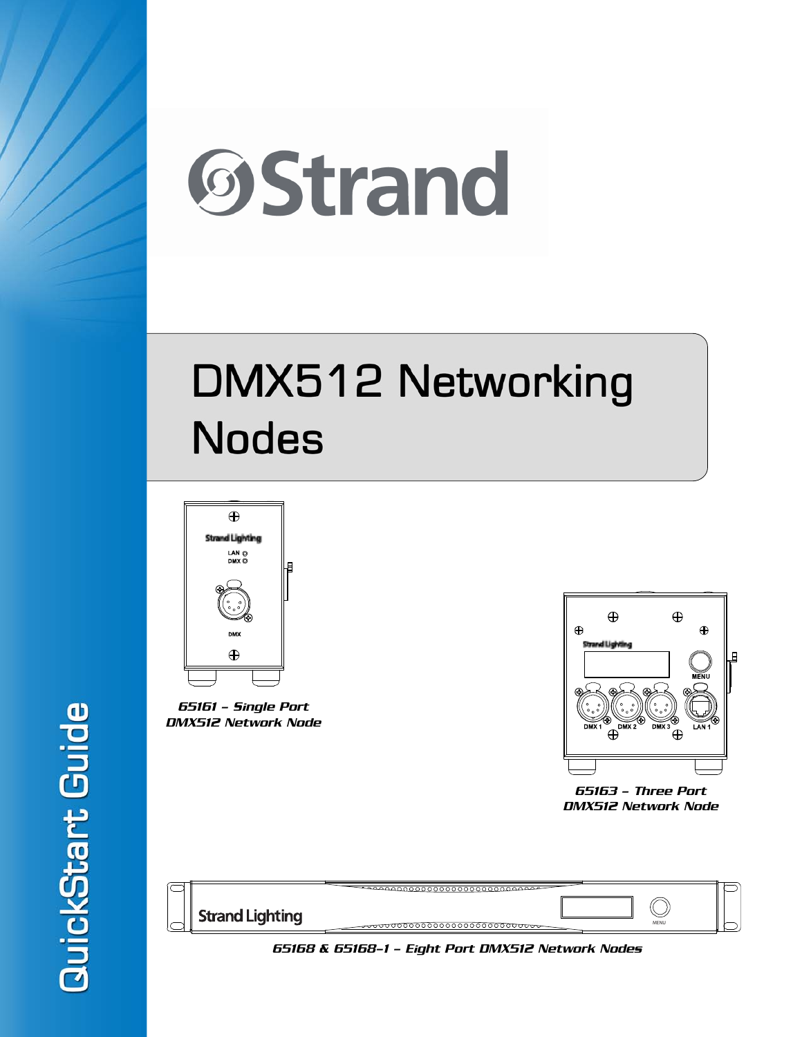Strand

# DMX512 Networking Nodes

*65161 – Single Port DMX512 Network Node*

*65163 – Three Port DMX512 Network Node*

*65168 & 65168-1 – Eight Port DMX512 Network Nodes*

QuickStart Guide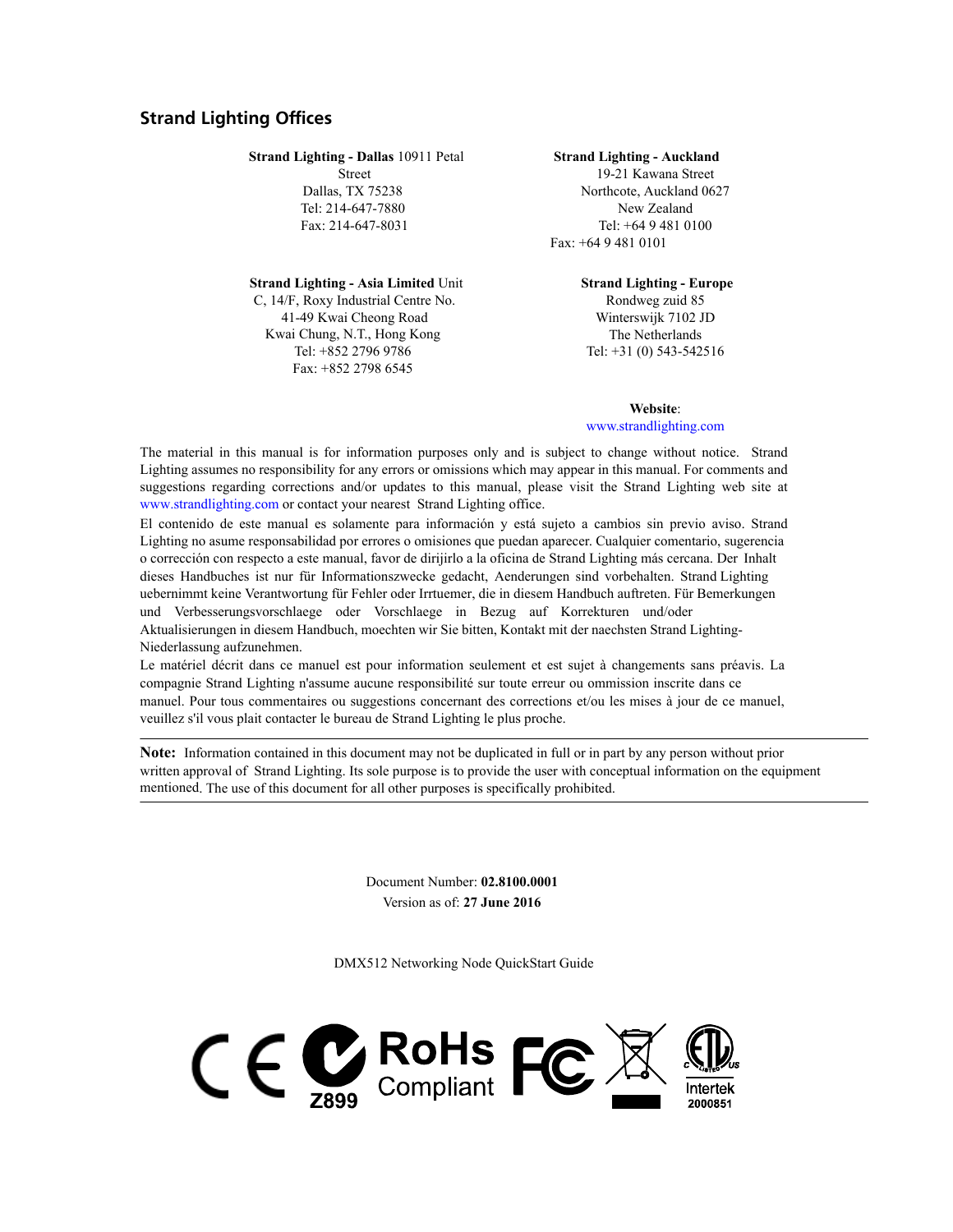## Strand Lighting Offices

**Strand Lighting - Dallas** 10911 Petal Street
Dallas, TX 75238
Tel: 214-647-7880
Fax: 214-647-8031

**Strand Lighting - Auckland**
19-21 Kawana Street
Northcote, Auckland 0627
New Zealand
Tel: +64 9 481 0100
Fax: +64 9 481 0101

**Strand Lighting - Asia Limited** Unit C, 14/F, Roxy Industrial Centre No. 41-49 Kwai Cheong Road
Kwai Chung, N.T., Hong Kong
Tel: +852 2796 9786
Fax: +852 2798 6545

**Strand Lighting - Europe**
Rondweg zuid 85
Winterswijk 7102 JD
The Netherlands
Tel: +31 (0) 543-542516

**Website**:
www.strandlighting.com

The material in this manual is for information purposes only and is subject to change without notice. Strand Lighting assumes no responsibility for any errors or omissions which may appear in this manual. For comments and suggestions regarding corrections and/or updates to this manual, please visit the Strand Lighting web site at www.strandlighting.com or contact your nearest Strand Lighting office.

El contenido de este manual es solamente para información y está sujeto a cambios sin previo aviso. Strand Lighting no asume responsabilidad por errores o omisiones que puedan aparecer. Cualquier comentario, sugerencia o corrección con respecto a este manual, favor de dirijirlo a la oficina de Strand Lighting más cercana. Der Inhalt dieses Handbuches ist nur für Informationszwecke gedacht, Aenderungen sind vorbehalten. Strand Lighting uebernimmt keine Verantwortung für Fehler oder Irrtuemer, die in diesem Handbuch auftreten. Für Bemerkungen und Verbesserungsvorschlaege oder Vorschlaege in Bezug auf Korrekturen und/oder Aktualisierungen in diesem Handbuch, moechten wir Sie bitten, Kontakt mit der naechsten Strand Lighting-Niederlassung aufzunehmen.

Le matériel décrit dans ce manuel est pour information seulement et est sujet à changements sans préavis. La compagnie Strand Lighting n'assume aucune responsibilité sur toute erreur ou ommission inscrite dans ce manuel. Pour tous commentaires ou suggestions concernant des corrections et/ou les mises à jour de ce manuel, veuillez s'il vous plait contacter le bureau de Strand Lighting le plus proche.

---

**Note:** Information contained in this document may not be duplicated in full or in part by any person without prior written approval of Strand Lighting. Its sole purpose is to provide the user with conceptual information on the equipment mentioned. The use of this document for all other purposes is specifically prohibited.

---

Document Number: **02.8100.0001**
Version as of: **27 June 2016**

DMX512 Networking Node QuickStart Guide

CE Z899 RoHs Compliant FC Intertek 2000851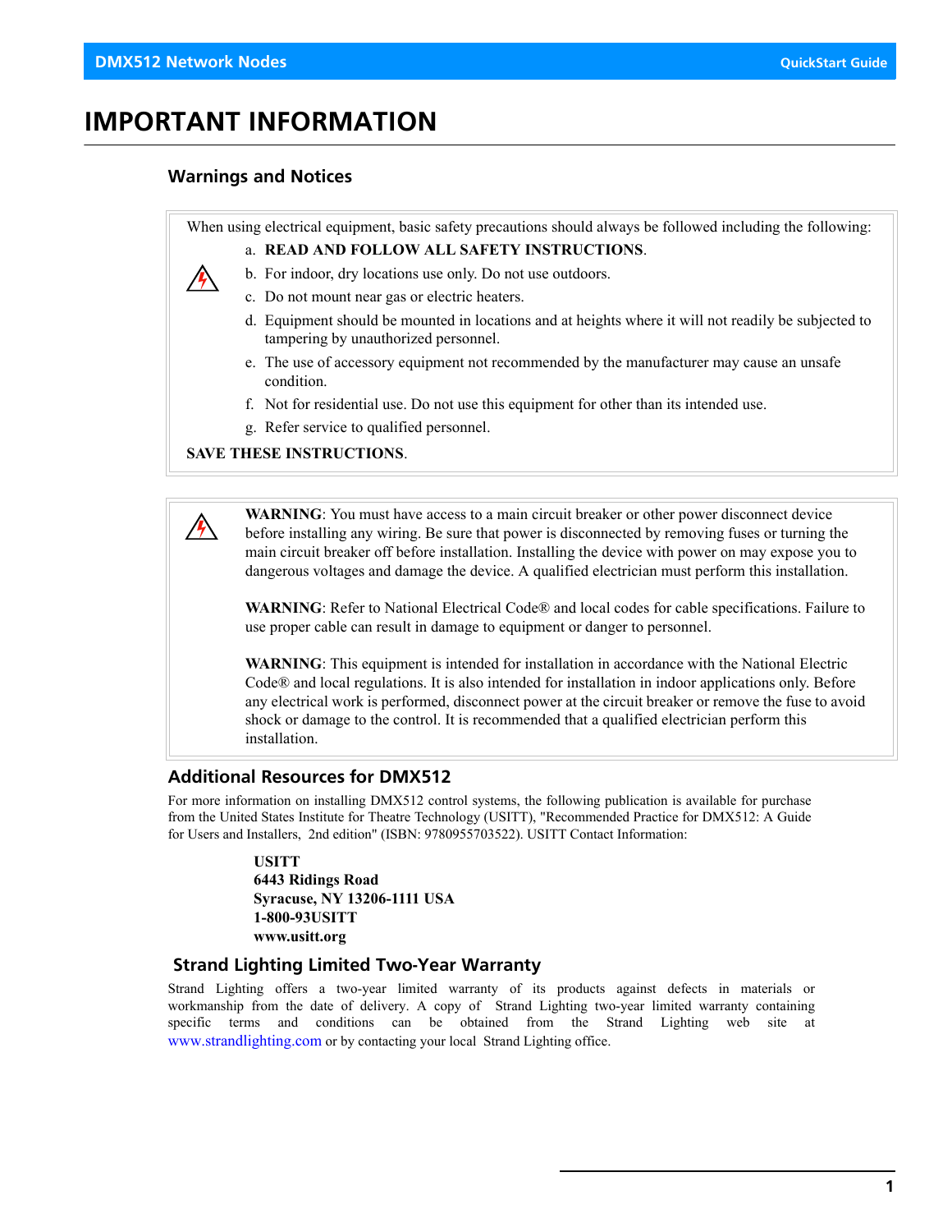# IMPORTANT INFORMATION

## Warnings and Notices

When using electrical equipment, basic safety precautions should always be followed including the following:

a. **READ AND FOLLOW ALL SAFETY INSTRUCTIONS**.

b. For indoor, dry locations use only. Do not use outdoors.

c. Do not mount near gas or electric heaters.

d. Equipment should be mounted in locations and at heights where it will not readily be subjected to tampering by unauthorized personnel.

e. The use of accessory equipment not recommended by the manufacturer may cause an unsafe condition.

f. Not for residential use. Do not use this equipment for other than its intended use.

g. Refer service to qualified personnel.

**SAVE THESE INSTRUCTIONS**.

**WARNING**: You must have access to a main circuit breaker or other power disconnect device before installing any wiring. Be sure that power is disconnected by removing fuses or turning the main circuit breaker off before installation. Installing the device with power on may expose you to dangerous voltages and damage the device. A qualified electrician must perform this installation.

**WARNING**: Refer to National Electrical Code® and local codes for cable specifications. Failure to use proper cable can result in damage to equipment or danger to personnel.

**WARNING**: This equipment is intended for installation in accordance with the National Electric Code® and local regulations. It is also intended for installation in indoor applications only. Before any electrical work is performed, disconnect power at the circuit breaker or remove the fuse to avoid shock or damage to the control. It is recommended that a qualified electrician perform this installation.

## Additional Resources for DMX512

For more information on installing DMX512 control systems, the following publication is available for purchase from the United States Institute for Theatre Technology (USITT), "Recommended Practice for DMX512: A Guide for Users and Installers, 2nd edition" (ISBN: 9780955703522). USITT Contact Information:

**USITT**
**6443 Ridings Road**
**Syracuse, NY 13206-1111 USA**
**1-800-93USITT**
**www.usitt.org**

## Strand Lighting Limited Two-Year Warranty

Strand Lighting offers a two-year limited warranty of its products against defects in materials or workmanship from the date of delivery. A copy of Strand Lighting two-year limited warranty containing specific terms and conditions can be obtained from the Strand Lighting web site at www.strandlighting.com or by contacting your local Strand Lighting office.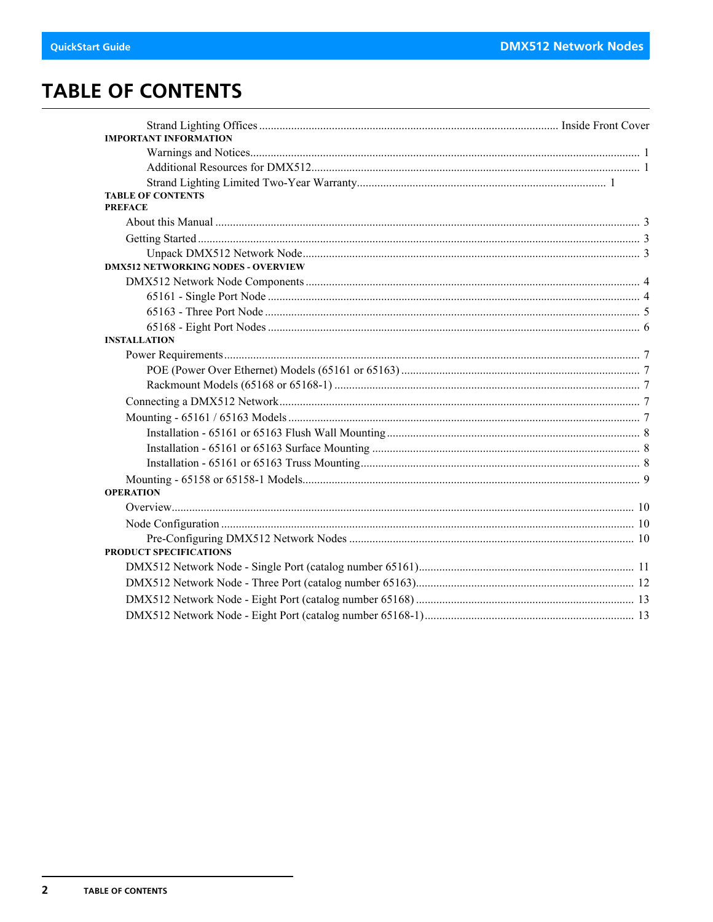# TABLE OF CONTENTS

Strand Lighting Offices ..... Inside Front Cover

**IMPORTANT INFORMATION**

- Warnings and Notices ..... 1
- Additional Resources for DMX512 ..... 1
- Strand Lighting Limited Two-Year Warranty ..... 1

**TABLE OF CONTENTS**

**PREFACE**

- About this Manual ..... 3
- Getting Started ..... 3
  - Unpack DMX512 Network Node ..... 3

**DMX512 NETWORKING NODES - OVERVIEW**

- DMX512 Network Node Components ..... 4
  - 65161 - Single Port Node ..... 4
  - 65163 - Three Port Node ..... 5
  - 65168 - Eight Port Nodes ..... 6

**INSTALLATION**

- Power Requirements ..... 7
  - POE (Power Over Ethernet) Models (65161 or 65163) ..... 7
  - Rackmount Models (65168 or 65168-1) ..... 7
- Connecting a DMX512 Network ..... 7
- Mounting - 65161 / 65163 Models ..... 7
  - Installation - 65161 or 65163 Flush Wall Mounting ..... 8
  - Installation - 65161 or 65163 Surface Mounting ..... 8
  - Installation - 65161 or 65163 Truss Mounting ..... 8
- Mounting - 65158 or 65158-1 Models ..... 9

**OPERATION**

- Overview ..... 10
- Node Configuration ..... 10
  - Pre-Configuring DMX512 Network Nodes ..... 10

**PRODUCT SPECIFICATIONS**

- DMX512 Network Node - Single Port (catalog number 65161) ..... 11
- DMX512 Network Node - Three Port (catalog number 65163) ..... 12
- DMX512 Network Node - Eight Port (catalog number 65168) ..... 13
- DMX512 Network Node - Eight Port (catalog number 65168-1) ..... 13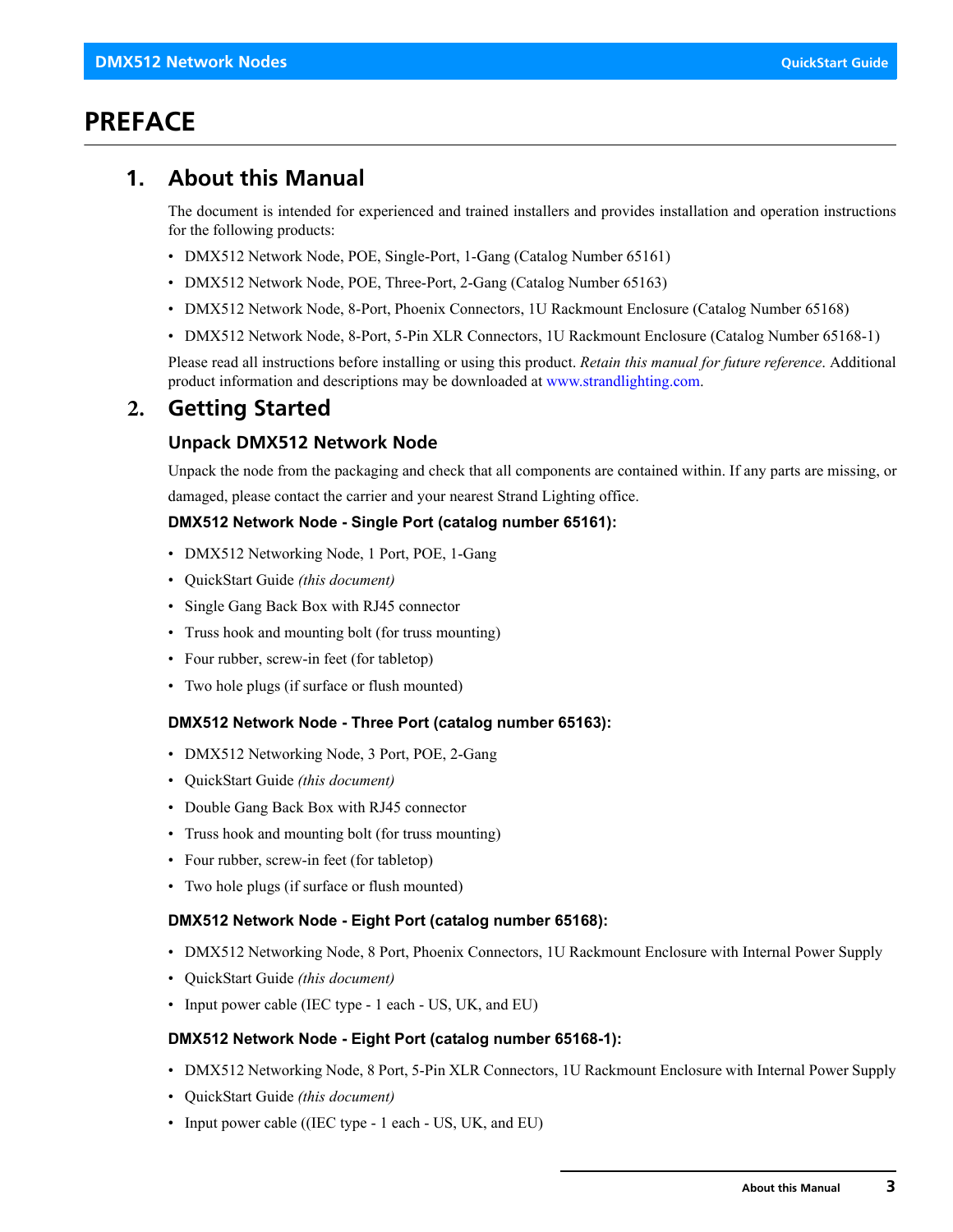# PREFACE

## 1. About this Manual

The document is intended for experienced and trained installers and provides installation and operation instructions for the following products:

- DMX512 Network Node, POE, Single-Port, 1-Gang (Catalog Number 65161)
- DMX512 Network Node, POE, Three-Port, 2-Gang (Catalog Number 65163)
- DMX512 Network Node, 8-Port, Phoenix Connectors, 1U Rackmount Enclosure (Catalog Number 65168)
- DMX512 Network Node, 8-Port, 5-Pin XLR Connectors, 1U Rackmount Enclosure (Catalog Number 65168-1)

Please read all instructions before installing or using this product. *Retain this manual for future reference*. Additional product information and descriptions may be downloaded at www.strandlighting.com.

## 2. Getting Started

### Unpack DMX512 Network Node

Unpack the node from the packaging and check that all components are contained within. If any parts are missing, or damaged, please contact the carrier and your nearest Strand Lighting office.

**DMX512 Network Node - Single Port (catalog number 65161):**

- DMX512 Networking Node, 1 Port, POE, 1-Gang
- QuickStart Guide *(this document)*
- Single Gang Back Box with RJ45 connector
- Truss hook and mounting bolt (for truss mounting)
- Four rubber, screw-in feet (for tabletop)
- Two hole plugs (if surface or flush mounted)

**DMX512 Network Node - Three Port (catalog number 65163):**

- DMX512 Networking Node, 3 Port, POE, 2-Gang
- QuickStart Guide *(this document)*
- Double Gang Back Box with RJ45 connector
- Truss hook and mounting bolt (for truss mounting)
- Four rubber, screw-in feet (for tabletop)
- Two hole plugs (if surface or flush mounted)

**DMX512 Network Node - Eight Port (catalog number 65168):**

- DMX512 Networking Node, 8 Port, Phoenix Connectors, 1U Rackmount Enclosure with Internal Power Supply
- QuickStart Guide *(this document)*
- Input power cable (IEC type - 1 each - US, UK, and EU)

**DMX512 Network Node - Eight Port (catalog number 65168-1):**

- DMX512 Networking Node, 8 Port, 5-Pin XLR Connectors, 1U Rackmount Enclosure with Internal Power Supply
- QuickStart Guide *(this document)*
- Input power cable ((IEC type - 1 each - US, UK, and EU)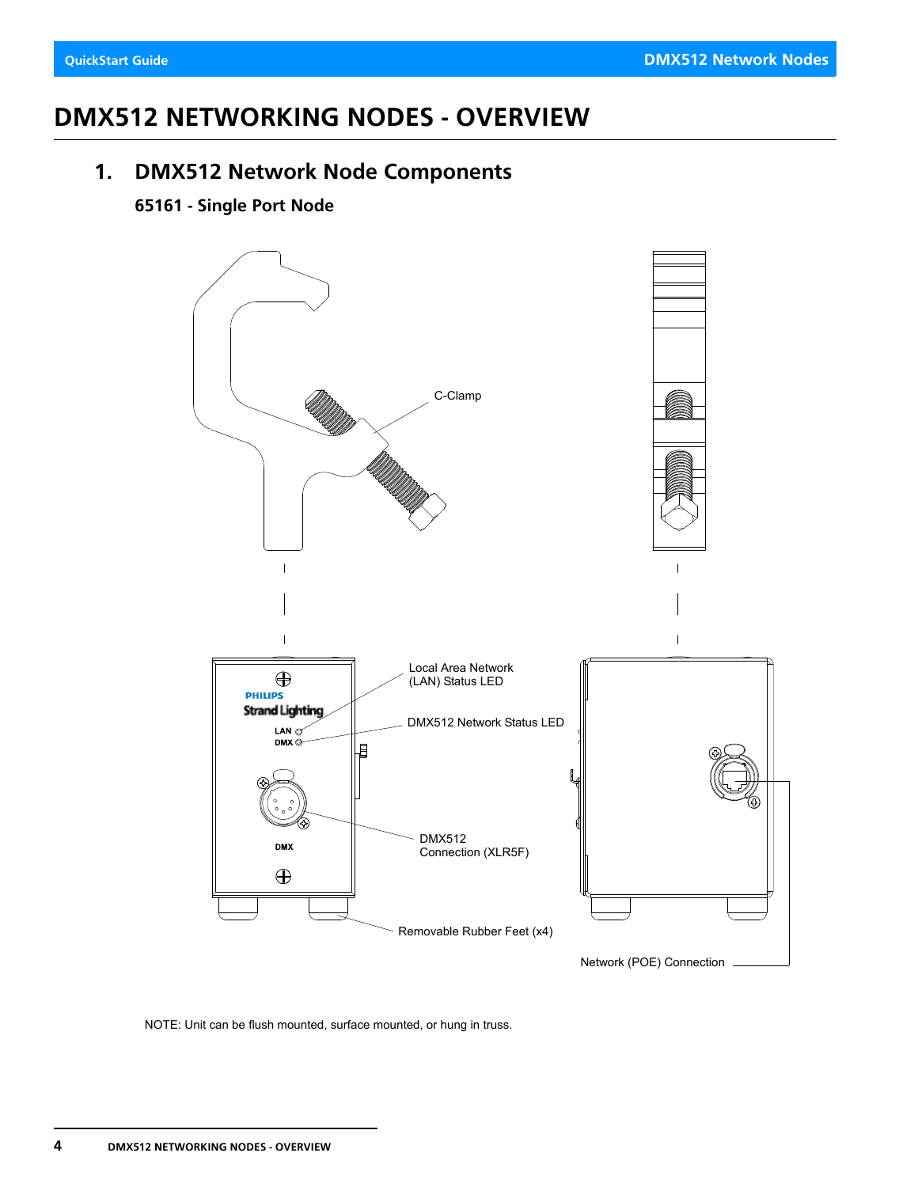# DMX512 NETWORKING NODES - OVERVIEW

## 1. DMX512 Network Node Components

### 65161 - Single Port Node

C-Clamp

Local Area Network (LAN) Status LED

DMX512 Network Status LED

DMX512 Connection (XLR5F)

Removable Rubber Feet (x4)

Network (POE) Connection

NOTE: Unit can be flush mounted, surface mounted, or hung in truss.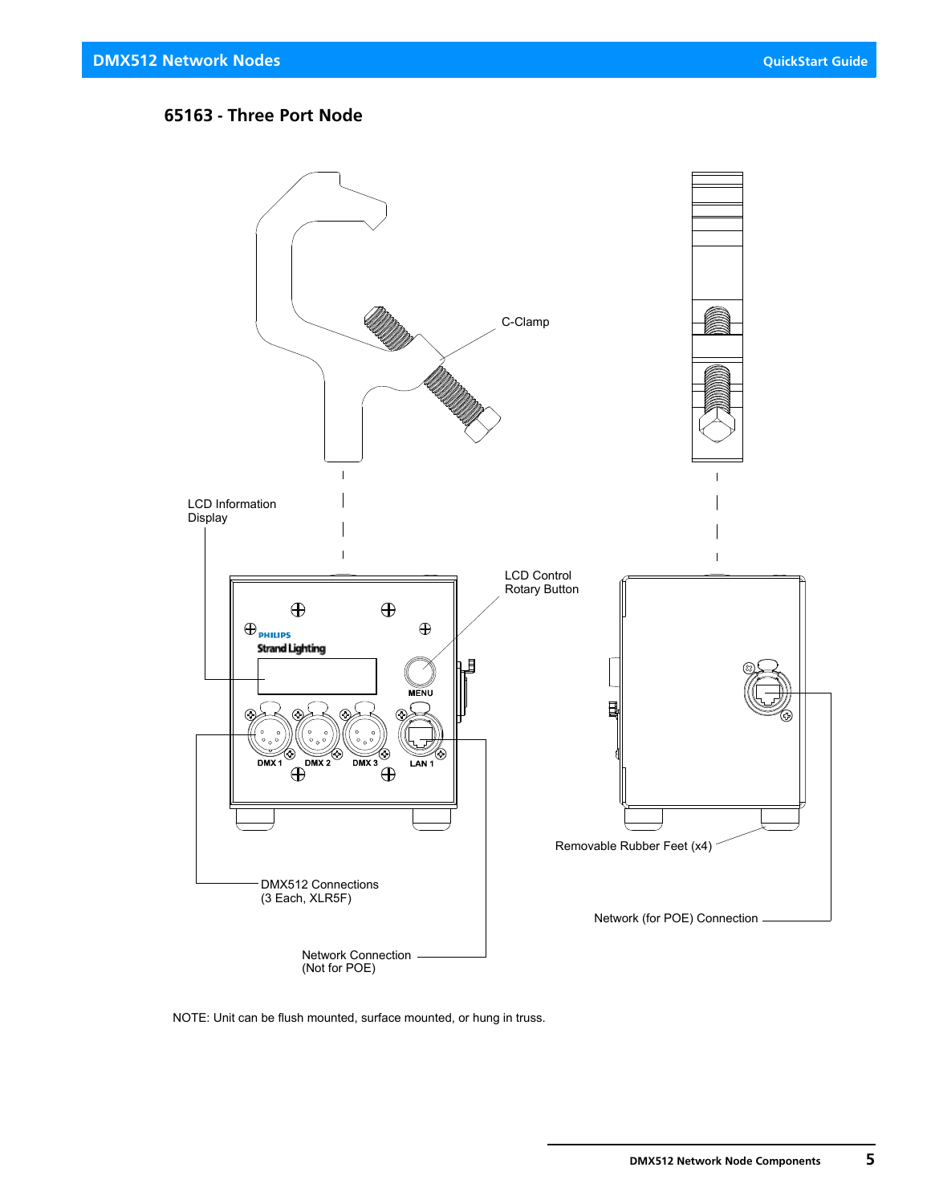## 65163 - Three Port Node

C-Clamp

LCD Information Display

LCD Control Rotary Button

MENU

DMX 1 DMX 2 DMX 3 LAN 1

Removable Rubber Feet (x4)

DMX512 Connections (3 Each, XLR5F)

Network (for POE) Connection

Network Connection (Not for POE)

NOTE: Unit can be flush mounted, surface mounted, or hung in truss.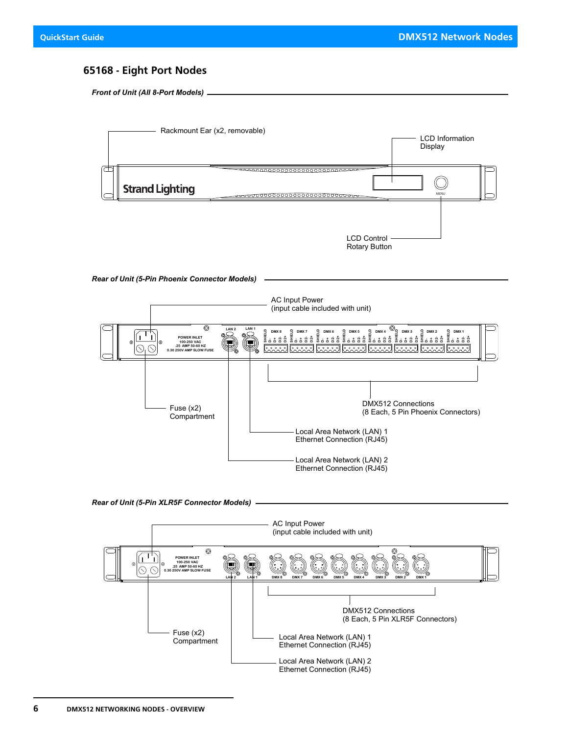## 65168 - Eight Port Nodes

***Front of Unit (All 8-Port Models)***

Rackmount Ear (x2, removable)

LCD Information Display

Strand Lighting

MENU

LCD Control Rotary Button

***Rear of Unit (5-Pin Phoenix Connector Models)***

AC Input Power (input cable included with unit)

POWER INLET
100-250 VAC
.25 AMP 50-60 HZ
0.30 250V AMP SLOW FUSE

LAN 2 LAN 1

DMX 8 DMX 7 DMX 6 DMX 5 DMX 4 DMX 3 DMX 2 DMX 1

SHIELD D- D+ D2- D2+

Fuse (x2) Compartment

DMX512 Connections (8 Each, 5 Pin Phoenix Connectors)

Local Area Network (LAN) 1 Ethernet Connection (RJ45)

Local Area Network (LAN) 2 Ethernet Connection (RJ45)

***Rear of Unit (5-Pin XLR5F Connector Models)***

AC Input Power (input cable included with unit)

POWER INLET
100-250 VAC
.25 AMP 50-60 HZ
0.30 250V AMP SLOW FUSE

LAN 2 LAN 1

DMX 8 DMX 7 DMX 6 DMX 5 DMX 4 DMX 3 DMX 2 DMX 1

Fuse (x2) Compartment

DMX512 Connections (8 Each, 5 Pin XLR5F Connectors)

Local Area Network (LAN) 1 Ethernet Connection (RJ45)

Local Area Network (LAN) 2 Ethernet Connection (RJ45)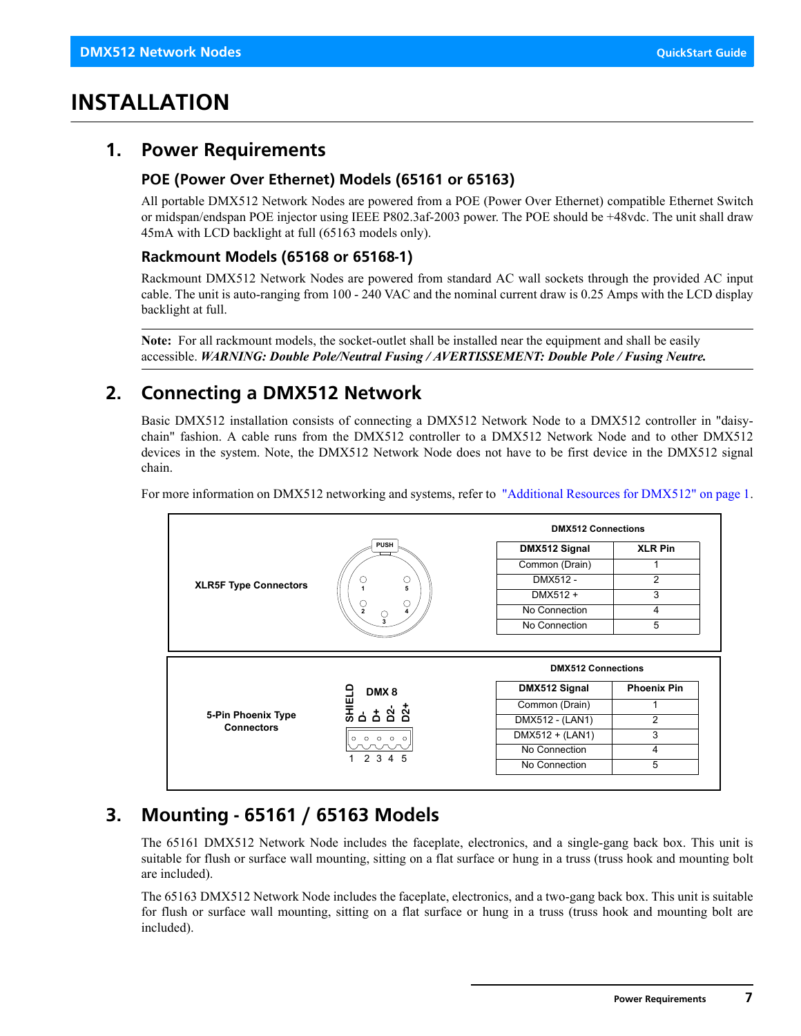# INSTALLATION

## 1. Power Requirements

### POE (Power Over Ethernet) Models (65161 or 65163)

All portable DMX512 Network Nodes are powered from a POE (Power Over Ethernet) compatible Ethernet Switch or midspan/endspan POE injector using IEEE P802.3af-2003 power. The POE should be +48vdc. The unit shall draw 45mA with LCD backlight at full (65163 models only).

### Rackmount Models (65168 or 65168-1)

Rackmount DMX512 Network Nodes are powered from standard AC wall sockets through the provided AC input cable. The unit is auto-ranging from 100 - 240 VAC and the nominal current draw is 0.25 Amps with the LCD display backlight at full.

**Note:** For all rackmount models, the socket-outlet shall be installed near the equipment and shall be easily accessible. ***WARNING: Double Pole/Neutral Fusing / AVERTISSEMENT: Double Pole / Fusing Neutre.***

## 2. Connecting a DMX512 Network

Basic DMX512 installation consists of connecting a DMX512 Network Node to a DMX512 controller in "daisy-chain" fashion. A cable runs from the DMX512 controller to a DMX512 Network Node and to other DMX512 devices in the system. Note, the DMX512 Network Node does not have to be first device in the DMX512 signal chain.

For more information on DMX512 networking and systems, refer to "Additional Resources for DMX512" on page 1.

**XLR5F Type Connectors**

PUSH

1 5
2 3 4

DMX512 Connections

| DMX512 Signal | XLR Pin |
|---|---|
| Common (Drain) | 1 |
| DMX512 - | 2 |
| DMX512 + | 3 |
| No Connection | 4 |
| No Connection | 5 |

**5-Pin Phoenix Type Connectors**

DMX 8

SHIELD D- D+ D2- D2+

1 2 3 4 5

DMX512 Connections

| DMX512 Signal | Phoenix Pin |
|---|---|
| Common (Drain) | 1 |
| DMX512 - (LAN1) | 2 |
| DMX512 + (LAN1) | 3 |
| No Connection | 4 |
| No Connection | 5 |

## 3. Mounting - 65161 / 65163 Models

The 65161 DMX512 Network Node includes the faceplate, electronics, and a single-gang back box. This unit is suitable for flush or surface wall mounting, sitting on a flat surface or hung in a truss (truss hook and mounting bolt are included).

The 65163 DMX512 Network Node includes the faceplate, electronics, and a two-gang back box. This unit is suitable for flush or surface wall mounting, sitting on a flat surface or hung in a truss (truss hook and mounting bolt are included).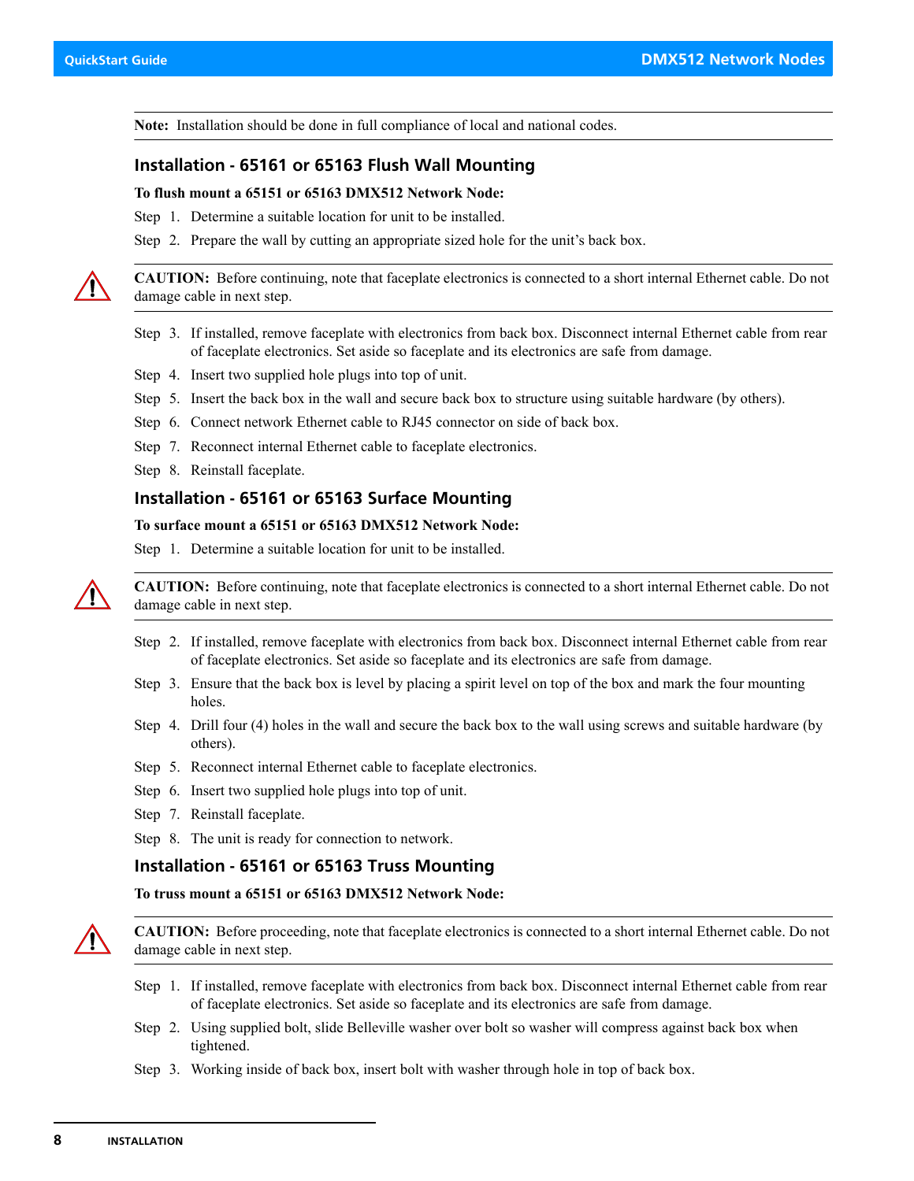**Note:** Installation should be done in full compliance of local and national codes.

### Installation - 65161 or 65163 Flush Wall Mounting

**To flush mount a 65151 or 65163 DMX512 Network Node:**

Step 1. Determine a suitable location for unit to be installed.

Step 2. Prepare the wall by cutting an appropriate sized hole for the unit's back box.

**CAUTION:** Before continuing, note that faceplate electronics is connected to a short internal Ethernet cable. Do not damage cable in next step.

Step 3. If installed, remove faceplate with electronics from back box. Disconnect internal Ethernet cable from rear of faceplate electronics. Set aside so faceplate and its electronics are safe from damage.

Step 4. Insert two supplied hole plugs into top of unit.

Step 5. Insert the back box in the wall and secure back box to structure using suitable hardware (by others).

Step 6. Connect network Ethernet cable to RJ45 connector on side of back box.

Step 7. Reconnect internal Ethernet cable to faceplate electronics.

Step 8. Reinstall faceplate.

### Installation - 65161 or 65163 Surface Mounting

**To surface mount a 65151 or 65163 DMX512 Network Node:**

Step 1. Determine a suitable location for unit to be installed.

**CAUTION:** Before continuing, note that faceplate electronics is connected to a short internal Ethernet cable. Do not damage cable in next step.

Step 2. If installed, remove faceplate with electronics from back box. Disconnect internal Ethernet cable from rear of faceplate electronics. Set aside so faceplate and its electronics are safe from damage.

Step 3. Ensure that the back box is level by placing a spirit level on top of the box and mark the four mounting holes.

Step 4. Drill four (4) holes in the wall and secure the back box to the wall using screws and suitable hardware (by others).

Step 5. Reconnect internal Ethernet cable to faceplate electronics.

Step 6. Insert two supplied hole plugs into top of unit.

Step 7. Reinstall faceplate.

Step 8. The unit is ready for connection to network.

### Installation - 65161 or 65163 Truss Mounting

**To truss mount a 65151 or 65163 DMX512 Network Node:**

**CAUTION:** Before proceeding, note that faceplate electronics is connected to a short internal Ethernet cable. Do not damage cable in next step.

Step 1. If installed, remove faceplate with electronics from back box. Disconnect internal Ethernet cable from rear of faceplate electronics. Set aside so faceplate and its electronics are safe from damage.

Step 2. Using supplied bolt, slide Belleville washer over bolt so washer will compress against back box when tightened.

Step 3. Working inside of back box, insert bolt with washer through hole in top of back box.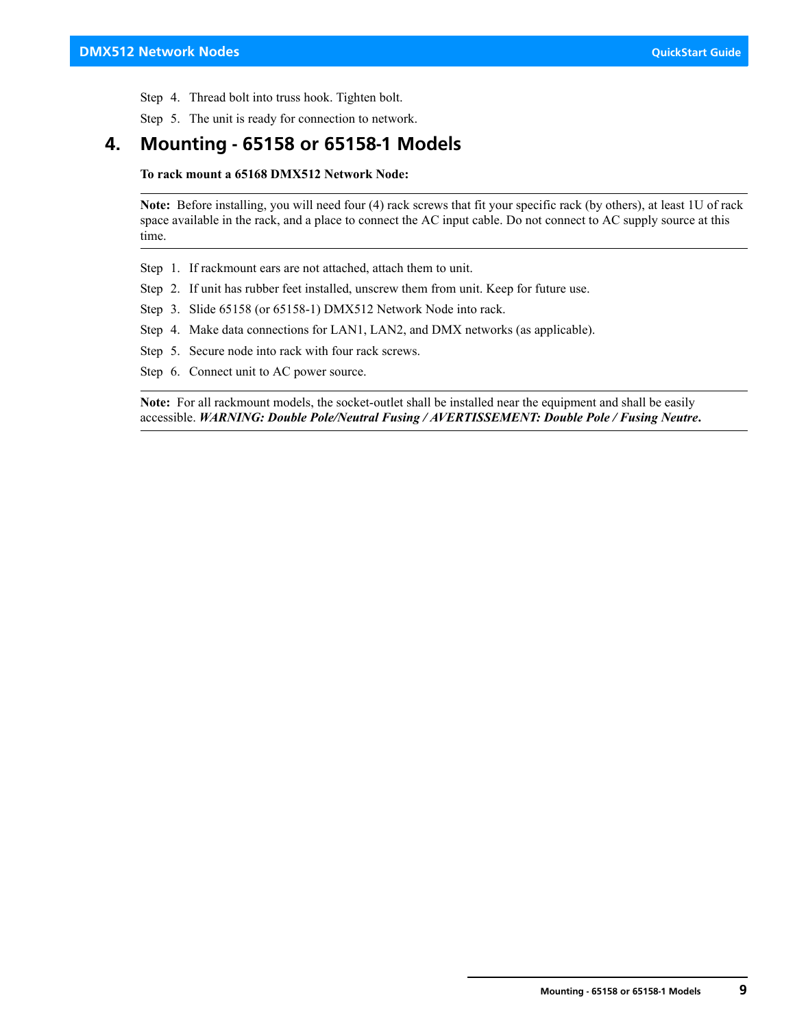Step 4. Thread bolt into truss hook. Tighten bolt.

Step 5. The unit is ready for connection to network.

## 4. Mounting - 65158 or 65158-1 Models

**To rack mount a 65168 DMX512 Network Node:**

---

**Note:** Before installing, you will need four (4) rack screws that fit your specific rack (by others), at least 1U of rack space available in the rack, and a place to connect the AC input cable. Do not connect to AC supply source at this time.

---

Step 1. If rackmount ears are not attached, attach them to unit.

Step 2. If unit has rubber feet installed, unscrew them from unit. Keep for future use.

Step 3. Slide 65158 (or 65158-1) DMX512 Network Node into rack.

Step 4. Make data connections for LAN1, LAN2, and DMX networks (as applicable).

Step 5. Secure node into rack with four rack screws.

Step 6. Connect unit to AC power source.

---

**Note:** For all rackmount models, the socket-outlet shall be installed near the equipment and shall be easily accessible. ***WARNING: Double Pole/Neutral Fusing / AVERTISSEMENT: Double Pole / Fusing Neutre*.**

---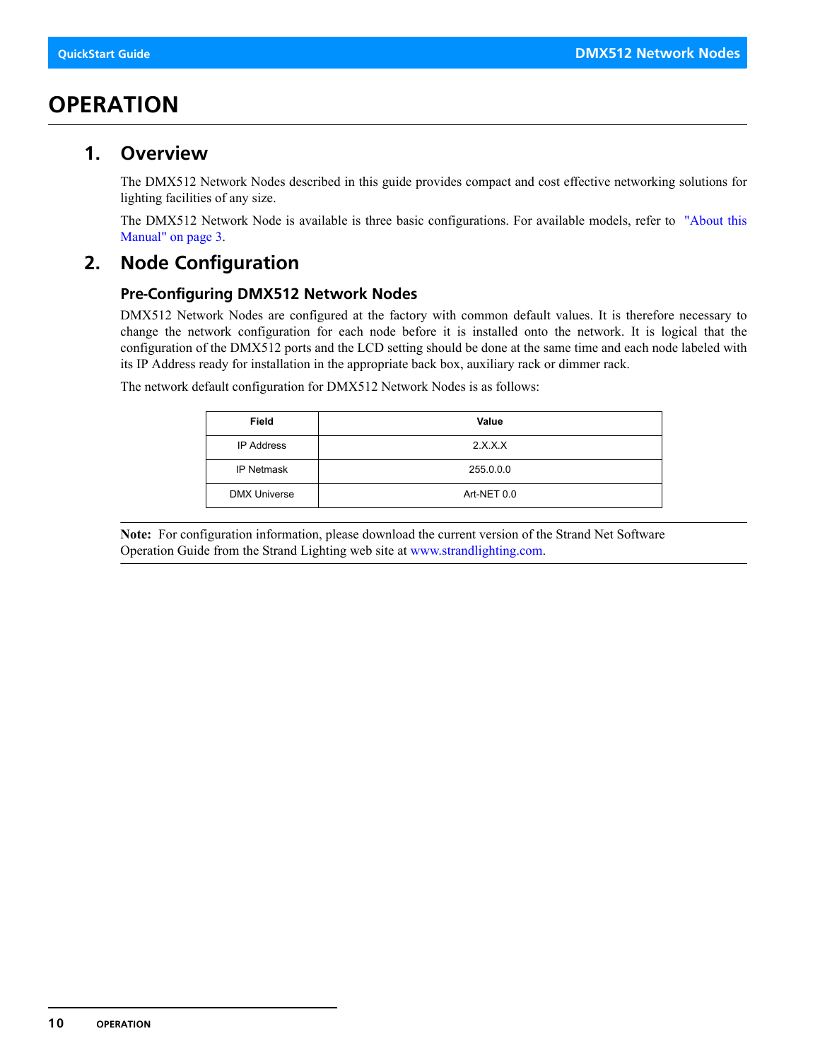# OPERATION

## 1. Overview

The DMX512 Network Nodes described in this guide provides compact and cost effective networking solutions for lighting facilities of any size.

The DMX512 Network Node is available is three basic configurations. For available models, refer to "About this Manual" on page 3.

## 2. Node Configuration

### Pre-Configuring DMX512 Network Nodes

DMX512 Network Nodes are configured at the factory with common default values. It is therefore necessary to change the network configuration for each node before it is installed onto the network. It is logical that the configuration of the DMX512 ports and the LCD setting should be done at the same time and each node labeled with its IP Address ready for installation in the appropriate back box, auxiliary rack or dimmer rack.

The network default configuration for DMX512 Network Nodes is as follows:

| Field | Value |
|---|---|
| IP Address | 2.X.X.X |
| IP Netmask | 255.0.0.0 |
| DMX Universe | Art-NET 0.0 |

**Note:** For configuration information, please download the current version of the Strand Net Software Operation Guide from the Strand Lighting web site at www.strandlighting.com.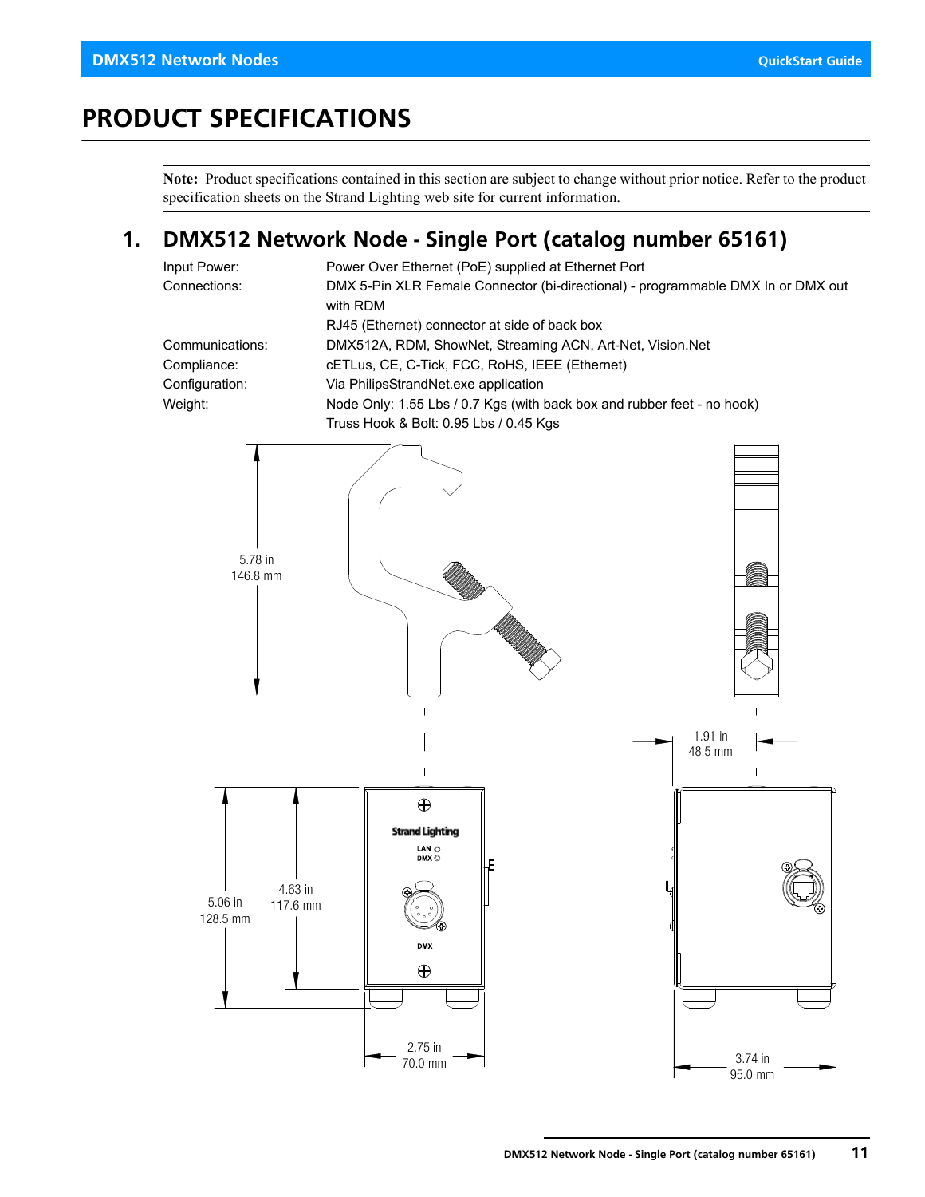# PRODUCT SPECIFICATIONS

**Note:** Product specifications contained in this section are subject to change without prior notice. Refer to the product specification sheets on the Strand Lighting web site for current information.

## 1. DMX512 Network Node - Single Port (catalog number 65161)

| | |
|---|---|
| Input Power: | Power Over Ethernet (PoE) supplied at Ethernet Port |
| Connections: | DMX 5-Pin XLR Female Connector (bi-directional) - programmable DMX In or DMX out with RDM |
| | RJ45 (Ethernet) connector at side of back box |
| Communications: | DMX512A, RDM, ShowNet, Streaming ACN, Art-Net, Vision.Net |
| Compliance: | cETLus, CE, C-Tick, FCC, RoHS, IEEE (Ethernet) |
| Configuration: | Via PhilipsStrandNet.exe application |
| Weight: | Node Only: 1.55 Lbs / 0.7 Kgs (with back box and rubber feet - no hook) |
| | Truss Hook & Bolt: 0.95 Lbs / 0.45 Kgs |

5.78 in
146.8 mm

1.91 in
48.5 mm

5.06 in
128.5 mm

4.63 in
117.6 mm

Strand Lighting
LAN
DMX
DMX

2.75 in
70.0 mm

3.74 in
95.0 mm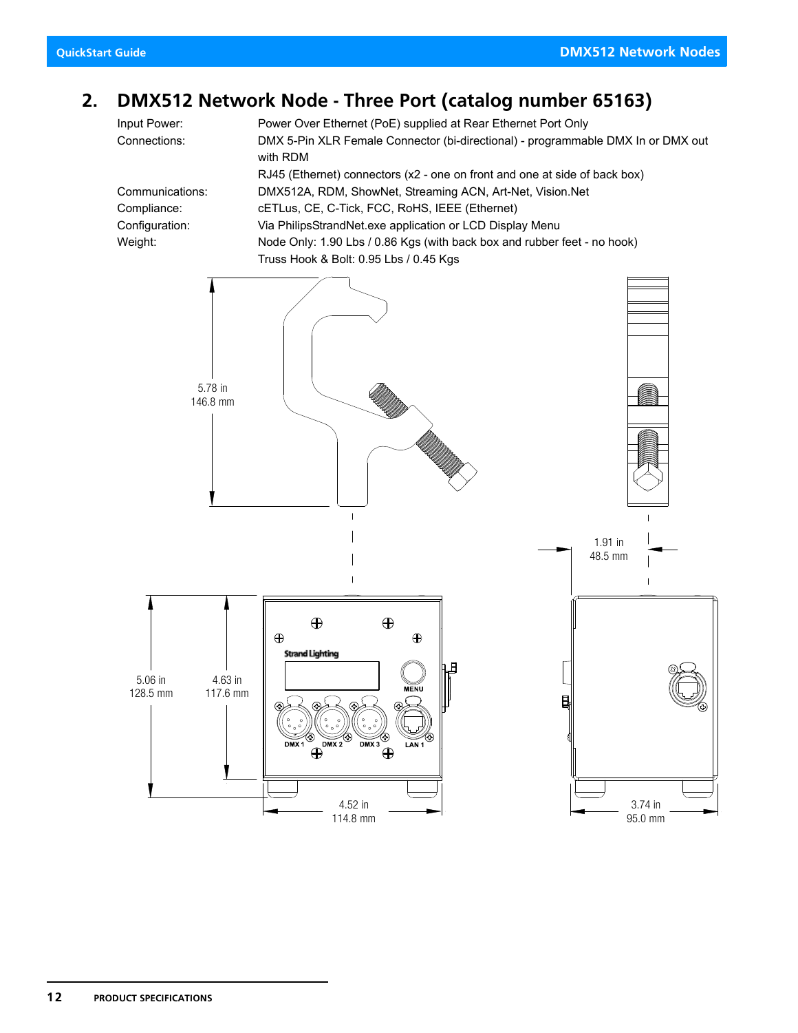## 2. DMX512 Network Node - Three Port (catalog number 65163)

| | |
|---|---|
| Input Power: | Power Over Ethernet (PoE) supplied at Rear Ethernet Port Only |
| Connections: | DMX 5-Pin XLR Female Connector (bi-directional) - programmable DMX In or DMX out with RDM |
| | RJ45 (Ethernet) connectors (x2 - one on front and one at side of back box) |
| Communications: | DMX512A, RDM, ShowNet, Streaming ACN, Art-Net, Vision.Net |
| Compliance: | cETLus, CE, C-Tick, FCC, RoHS, IEEE (Ethernet) |
| Configuration: | Via PhilipsStrandNet.exe application or LCD Display Menu |
| Weight: | Node Only: 1.90 Lbs / 0.86 Kgs (with back box and rubber feet - no hook) |
| | Truss Hook & Bolt: 0.95 Lbs / 0.45 Kgs |

5.78 in
146.8 mm

1.91 in
48.5 mm

Strand Lighting

MENU

DMX 1 DMX 2 DMX 3 LAN 1

5.06 in
128.5 mm

4.63 in
117.6 mm

4.52 in
114.8 mm

3.74 in
95.0 mm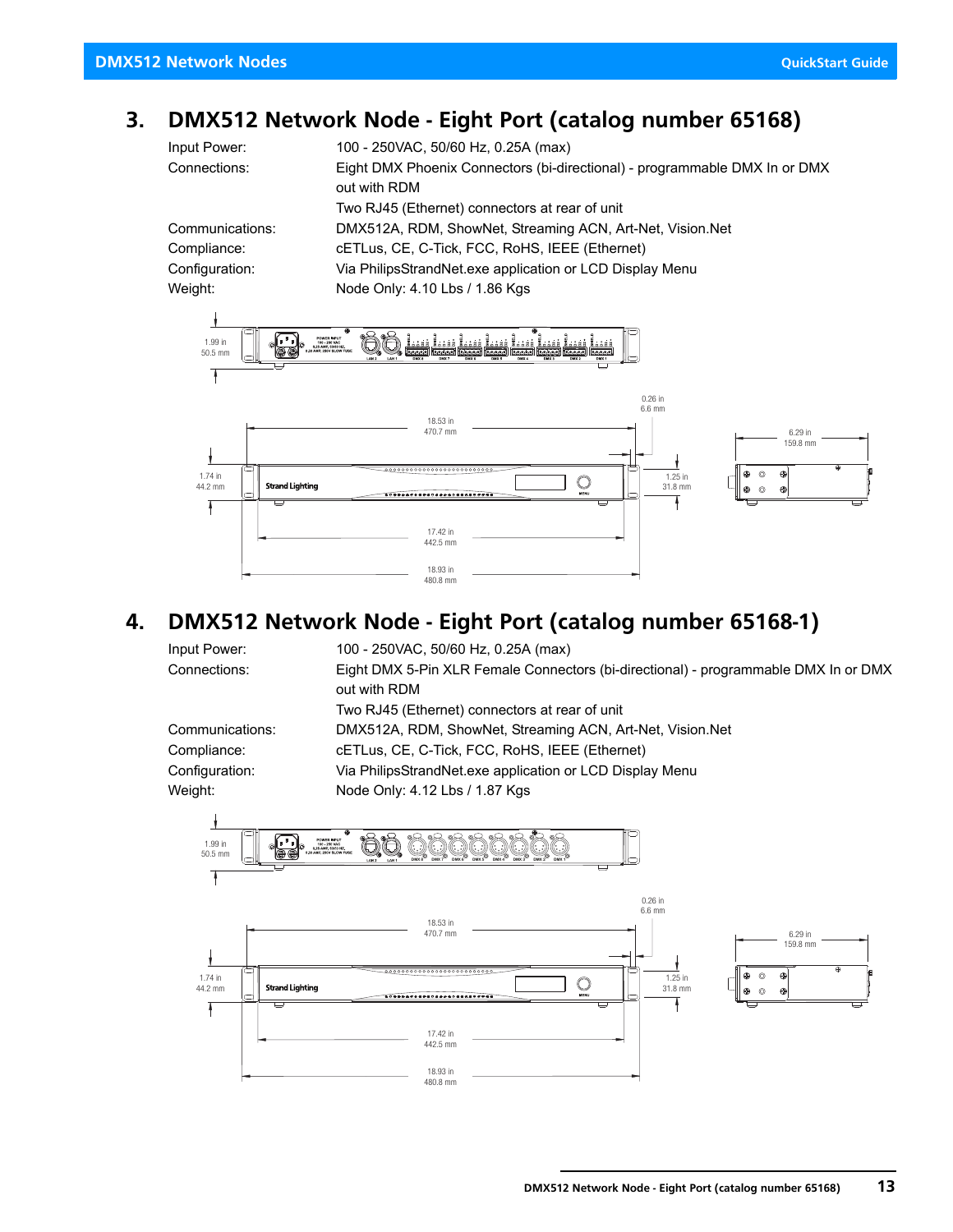## 3. DMX512 Network Node - Eight Port (catalog number 65168)

| | |
|---|---|
| Input Power: | 100 - 250VAC, 50/60 Hz, 0.25A (max) |
| Connections: | Eight DMX Phoenix Connectors (bi-directional) - programmable DMX In or DMX out with RDM |
| | Two RJ45 (Ethernet) connectors at rear of unit |
| Communications: | DMX512A, RDM, ShowNet, Streaming ACN, Art-Net, Vision.Net |
| Compliance: | cETLus, CE, C-Tick, FCC, RoHS, IEEE (Ethernet) |
| Configuration: | Via PhilipsStrandNet.exe application or LCD Display Menu |
| Weight: | Node Only: 4.10 Lbs / 1.86 Kgs |

1.99 in
50.5 mm

0.26 in
6.6 mm

18.53 in
470.7 mm

6.29 in
159.8 mm

1.74 in
44.2 mm

1.25 in
31.8 mm

17.42 in
442.5 mm

18.93 in
480.8 mm

## 4. DMX512 Network Node - Eight Port (catalog number 65168-1)

| | |
|---|---|
| Input Power: | 100 - 250VAC, 50/60 Hz, 0.25A (max) |
| Connections: | Eight DMX 5-Pin XLR Female Connectors (bi-directional) - programmable DMX In or DMX out with RDM |
| | Two RJ45 (Ethernet) connectors at rear of unit |
| Communications: | DMX512A, RDM, ShowNet, Streaming ACN, Art-Net, Vision.Net |
| Compliance: | cETLus, CE, C-Tick, FCC, RoHS, IEEE (Ethernet) |
| Configuration: | Via PhilipsStrandNet.exe application or LCD Display Menu |
| Weight: | Node Only: 4.12 Lbs / 1.87 Kgs |

1.99 in
50.5 mm

0.26 in
6.6 mm

18.53 in
470.7 mm

6.29 in
159.8 mm

1.74 in
44.2 mm

1.25 in
31.8 mm

17.42 in
442.5 mm

18.93 in
480.8 mm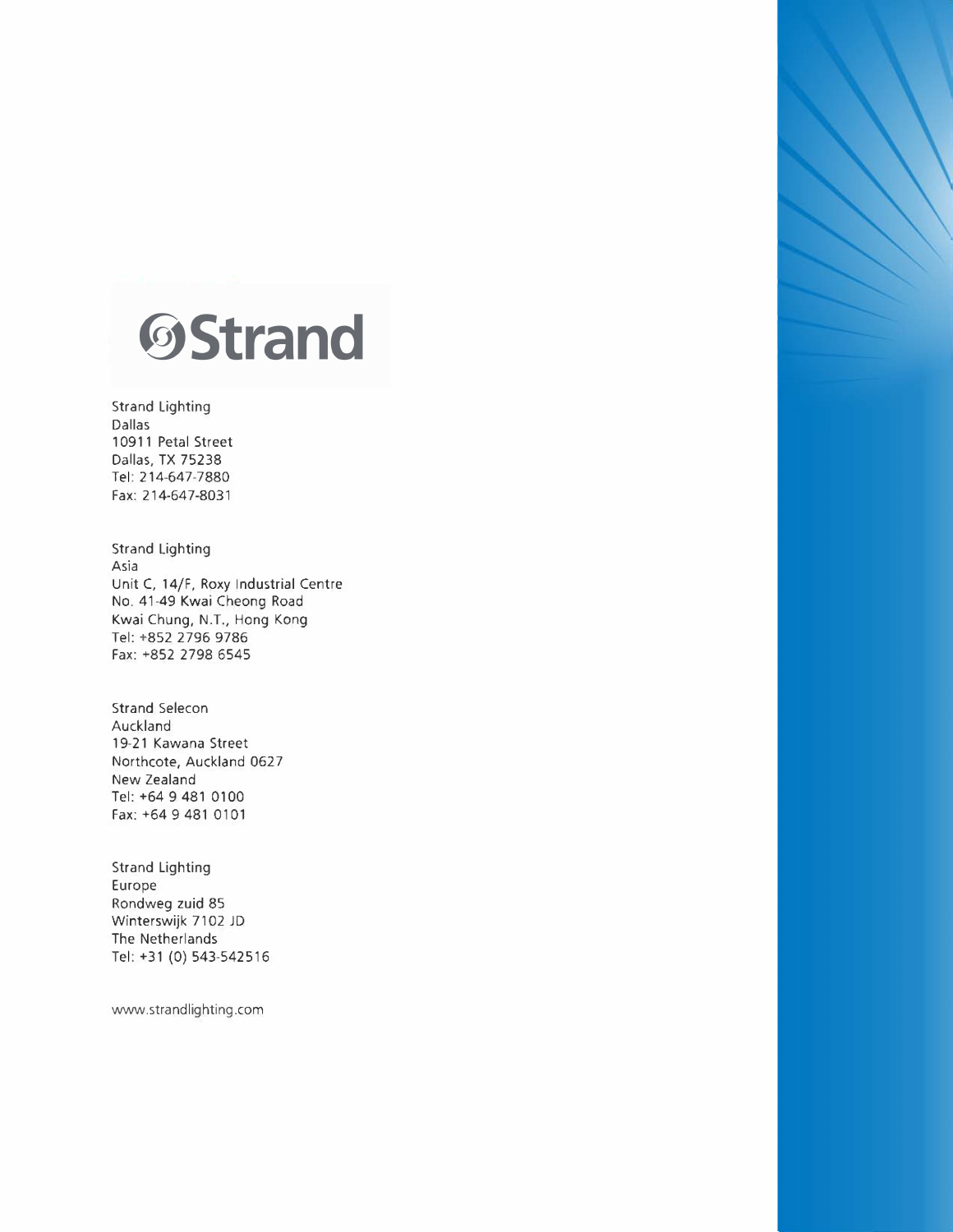Strand

Strand Lighting
Dallas
10911 Petal Street
Dallas, TX 75238
Tel: 214-647-7880
Fax: 214-647-8031

Strand Lighting
Asia
Unit C, 14/F, Roxy Industrial Centre
No. 41-49 Kwai Cheong Road
Kwai Chung, N.T., Hong Kong
Tel: +852 2796 9786
Fax: +852 2798 6545

Strand Selecon
Auckland
19-21 Kawana Street
Northcote, Auckland 0627
New Zealand
Tel: +64 9 481 0100
Fax: +64 9 481 0101

Strand Lighting
Europe
Rondweg zuid 85
Winterswijk 7102 JD
The Netherlands
Tel: +31 (0) 543-542516

www.strandlighting.com